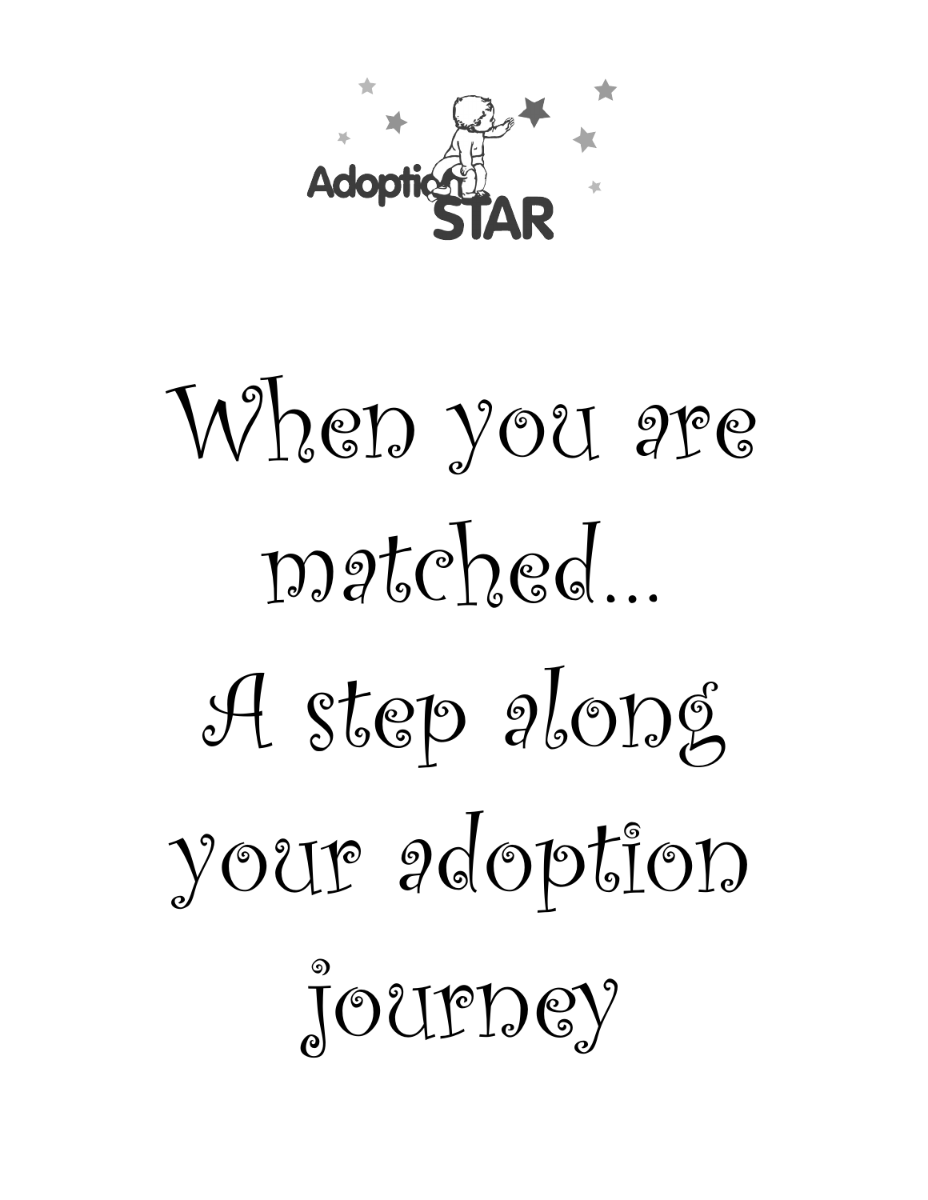Adoption STAR

# When you are matched... A step along your adoption journey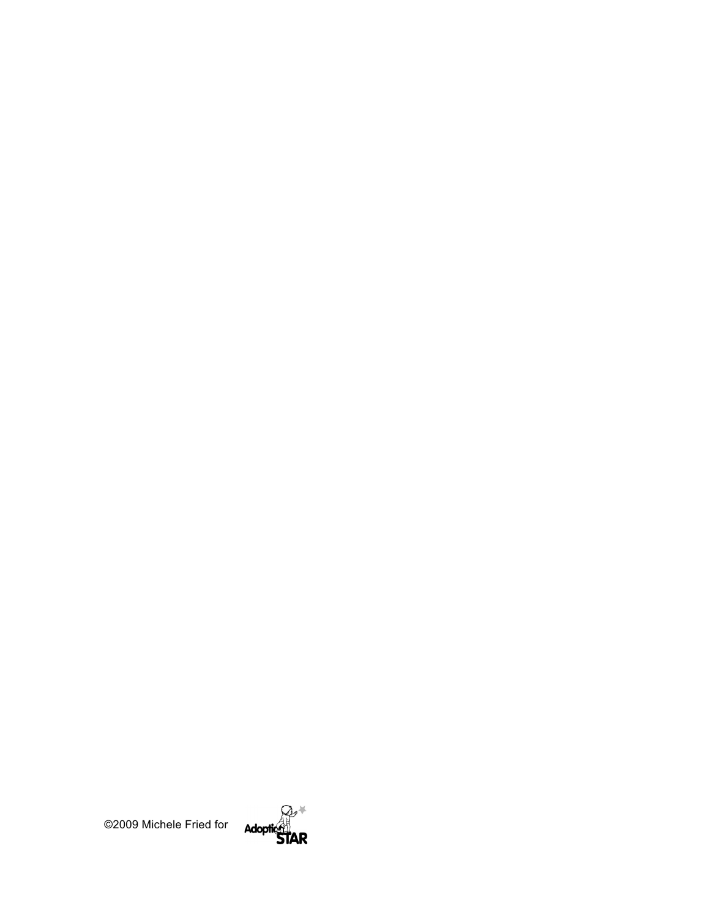©2009 Michele Fried for Adoption STAR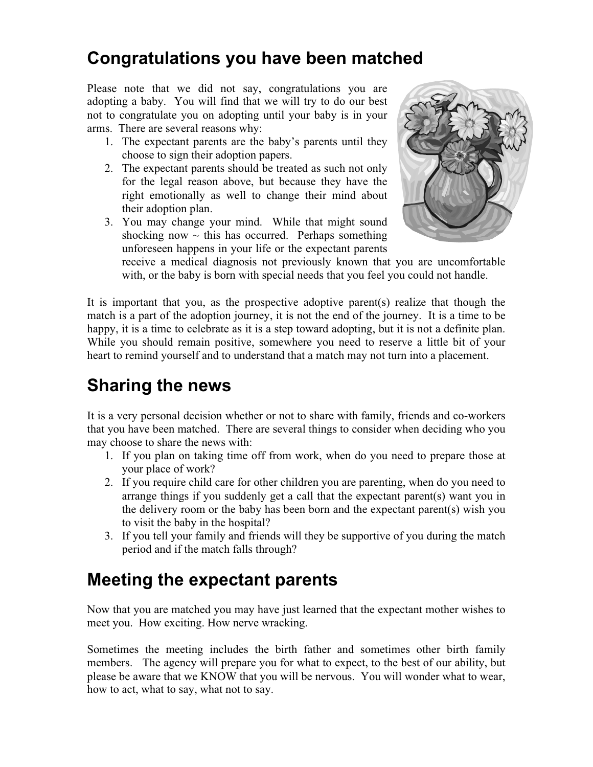## Congratulations you have been matched

Please note that we did not say, congratulations you are adopting a baby. You will find that we will try to do our best not to congratulate you on adopting until your baby is in your arms. There are several reasons why:

1. The expectant parents are the baby's parents until they choose to sign their adoption papers.
2. The expectant parents should be treated as such not only for the legal reason above, but because they have the right emotionally as well to change their mind about their adoption plan.
3. You may change your mind. While that might sound shocking now ~ this has occurred. Perhaps something unforeseen happens in your life or the expectant parents receive a medical diagnosis not previously known that you are uncomfortable with, or the baby is born with special needs that you feel you could not handle.

It is important that you, as the prospective adoptive parent(s) realize that though the match is a part of the adoption journey, it is not the end of the journey. It is a time to be happy, it is a time to celebrate as it is a step toward adopting, but it is not a definite plan. While you should remain positive, somewhere you need to reserve a little bit of your heart to remind yourself and to understand that a match may not turn into a placement.

## Sharing the news

It is a very personal decision whether or not to share with family, friends and co-workers that you have been matched. There are several things to consider when deciding who you may choose to share the news with:

1. If you plan on taking time off from work, when do you need to prepare those at your place of work?
2. If you require child care for other children you are parenting, when do you need to arrange things if you suddenly get a call that the expectant parent(s) want you in the delivery room or the baby has been born and the expectant parent(s) wish you to visit the baby in the hospital?
3. If you tell your family and friends will they be supportive of you during the match period and if the match falls through?

## Meeting the expectant parents

Now that you are matched you may have just learned that the expectant mother wishes to meet you. How exciting. How nerve wracking.

Sometimes the meeting includes the birth father and sometimes other birth family members. The agency will prepare you for what to expect, to the best of our ability, but please be aware that we KNOW that you will be nervous. You will wonder what to wear, how to act, what to say, what not to say.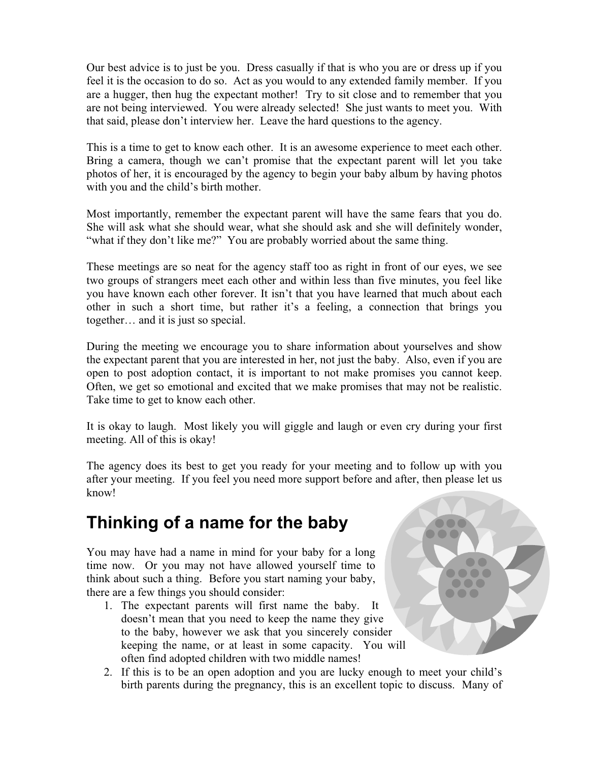Our best advice is to just be you. Dress casually if that is who you are or dress up if you feel it is the occasion to do so. Act as you would to any extended family member. If you are a hugger, then hug the expectant mother! Try to sit close and to remember that you are not being interviewed. You were already selected! She just wants to meet you. With that said, please don't interview her. Leave the hard questions to the agency.

This is a time to get to know each other. It is an awesome experience to meet each other. Bring a camera, though we can't promise that the expectant parent will let you take photos of her, it is encouraged by the agency to begin your baby album by having photos with you and the child's birth mother.

Most importantly, remember the expectant parent will have the same fears that you do. She will ask what she should wear, what she should ask and she will definitely wonder, "what if they don't like me?" You are probably worried about the same thing.

These meetings are so neat for the agency staff too as right in front of our eyes, we see two groups of strangers meet each other and within less than five minutes, you feel like you have known each other forever. It isn't that you have learned that much about each other in such a short time, but rather it's a feeling, a connection that brings you together… and it is just so special.

During the meeting we encourage you to share information about yourselves and show the expectant parent that you are interested in her, not just the baby. Also, even if you are open to post adoption contact, it is important to not make promises you cannot keep. Often, we get so emotional and excited that we make promises that may not be realistic. Take time to get to know each other.

It is okay to laugh. Most likely you will giggle and laugh or even cry during your first meeting. All of this is okay!

The agency does its best to get you ready for your meeting and to follow up with you after your meeting. If you feel you need more support before and after, then please let us know!

## Thinking of a name for the baby

You may have had a name in mind for your baby for a long time now. Or you may not have allowed yourself time to think about such a thing. Before you start naming your baby, there are a few things you should consider:

1. The expectant parents will first name the baby. It doesn't mean that you need to keep the name they give to the baby, however we ask that you sincerely consider keeping the name, or at least in some capacity. You will often find adopted children with two middle names!
2. If this is to be an open adoption and you are lucky enough to meet your child's birth parents during the pregnancy, this is an excellent topic to discuss. Many of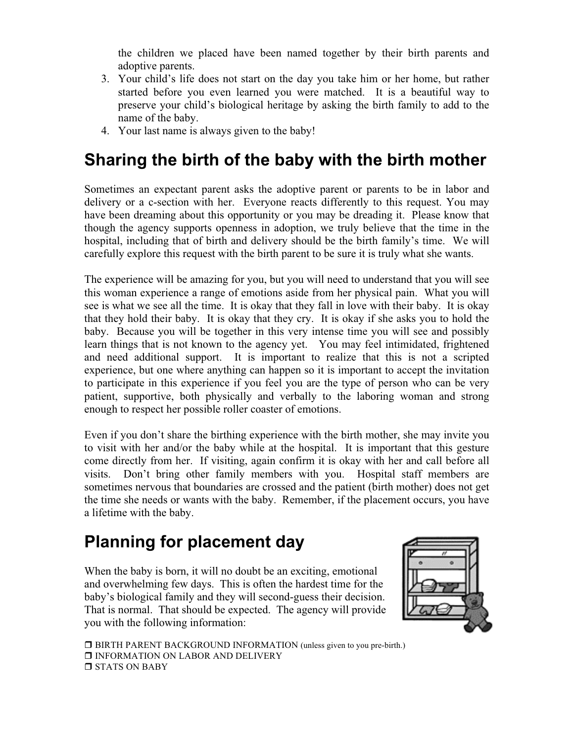the children we placed have been named together by their birth parents and adoptive parents.

3. Your child's life does not start on the day you take him or her home, but rather started before you even learned you were matched. It is a beautiful way to preserve your child's biological heritage by asking the birth family to add to the name of the baby.
4. Your last name is always given to the baby!

## Sharing the birth of the baby with the birth mother

Sometimes an expectant parent asks the adoptive parent or parents to be in labor and delivery or a c-section with her. Everyone reacts differently to this request. You may have been dreaming about this opportunity or you may be dreading it. Please know that though the agency supports openness in adoption, we truly believe that the time in the hospital, including that of birth and delivery should be the birth family's time. We will carefully explore this request with the birth parent to be sure it is truly what she wants.

The experience will be amazing for you, but you will need to understand that you will see this woman experience a range of emotions aside from her physical pain. What you will see is what we see all the time. It is okay that they fall in love with their baby. It is okay that they hold their baby. It is okay that they cry. It is okay if she asks you to hold the baby. Because you will be together in this very intense time you will see and possibly learn things that is not known to the agency yet. You may feel intimidated, frightened and need additional support. It is important to realize that this is not a scripted experience, but one where anything can happen so it is important to accept the invitation to participate in this experience if you feel you are the type of person who can be very patient, supportive, both physically and verbally to the laboring woman and strong enough to respect her possible roller coaster of emotions.

Even if you don't share the birthing experience with the birth mother, she may invite you to visit with her and/or the baby while at the hospital. It is important that this gesture come directly from her. If visiting, again confirm it is okay with her and call before all visits. Don't bring other family members with you. Hospital staff members are sometimes nervous that boundaries are crossed and the patient (birth mother) does not get the time she needs or wants with the baby. Remember, if the placement occurs, you have a lifetime with the baby.

## Planning for placement day

When the baby is born, it will no doubt be an exciting, emotional and overwhelming few days. This is often the hardest time for the baby's biological family and they will second-guess their decision. That is normal. That should be expected. The agency will provide you with the following information:

- ❐ BIRTH PARENT BACKGROUND INFORMATION (unless given to you pre-birth.)
- ❐ INFORMATION ON LABOR AND DELIVERY
- ❐ STATS ON BABY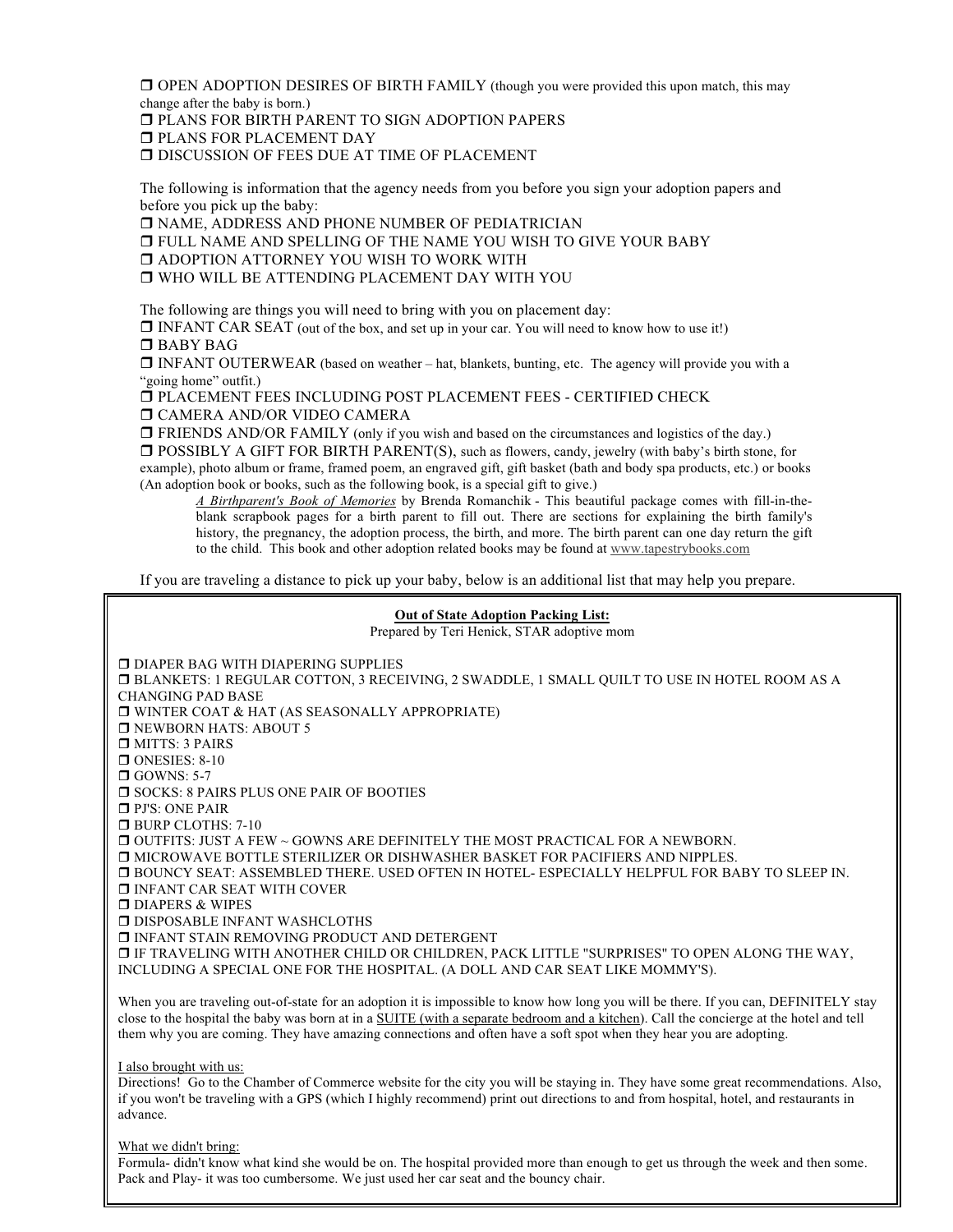❒ OPEN ADOPTION DESIRES OF BIRTH FAMILY (though you were provided this upon match, this may change after the baby is born.)
❒ PLANS FOR BIRTH PARENT TO SIGN ADOPTION PAPERS
❒ PLANS FOR PLACEMENT DAY
❒ DISCUSSION OF FEES DUE AT TIME OF PLACEMENT

The following is information that the agency needs from you before you sign your adoption papers and before you pick up the baby:
❒ NAME, ADDRESS AND PHONE NUMBER OF PEDIATRICIAN
❒ FULL NAME AND SPELLING OF THE NAME YOU WISH TO GIVE YOUR BABY
❒ ADOPTION ATTORNEY YOU WISH TO WORK WITH
❒ WHO WILL BE ATTENDING PLACEMENT DAY WITH YOU

The following are things you will need to bring with you on placement day:
❒ INFANT CAR SEAT (out of the box, and set up in your car. You will need to know how to use it!)
❒ BABY BAG
❒ INFANT OUTERWEAR (based on weather – hat, blankets, bunting, etc. The agency will provide you with a "going home" outfit.)
❒ PLACEMENT FEES INCLUDING POST PLACEMENT FEES - CERTIFIED CHECK
❒ CAMERA AND/OR VIDEO CAMERA
❒ FRIENDS AND/OR FAMILY (only if you wish and based on the circumstances and logistics of the day.)
❒ POSSIBLY A GIFT FOR BIRTH PARENT(S), such as flowers, candy, jewelry (with baby's birth stone, for example), photo album or frame, framed poem, an engraved gift, gift basket (bath and body spa products, etc.) or books (An adoption book or books, such as the following book, is a special gift to give.)

> *A Birthparent's Book of Memories* by Brenda Romanchik - This beautiful package comes with fill-in-the-blank scrapbook pages for a birth parent to fill out. There are sections for explaining the birth family's history, the pregnancy, the adoption process, the birth, and more. The birth parent can one day return the gift to the child. This book and other adoption related books may be found at www.tapestrybooks.com

If you are traveling a distance to pick up your baby, below is an additional list that may help you prepare.

---

**Out of State Adoption Packing List:**
Prepared by Teri Henick, STAR adoptive mom

❒ DIAPER BAG WITH DIAPERING SUPPLIES
❒ BLANKETS: 1 REGULAR COTTON, 3 RECEIVING, 2 SWADDLE, 1 SMALL QUILT TO USE IN HOTEL ROOM AS A CHANGING PAD BASE
❒ WINTER COAT & HAT (AS SEASONALLY APPROPRIATE)
❒ NEWBORN HATS: ABOUT 5
❒ MITTS: 3 PAIRS
❒ ONESIES: 8-10
❒ GOWNS: 5-7
❒ SOCKS: 8 PAIRS PLUS ONE PAIR OF BOOTIES
❒ PJ'S: ONE PAIR
❒ BURP CLOTHS: 7-10
❒ OUTFITS: JUST A FEW ~ GOWNS ARE DEFINITELY THE MOST PRACTICAL FOR A NEWBORN.
❒ MICROWAVE BOTTLE STERILIZER OR DISHWASHER BASKET FOR PACIFIERS AND NIPPLES.
❒ BOUNCY SEAT: ASSEMBLED THERE. USED OFTEN IN HOTEL- ESPECIALLY HELPFUL FOR BABY TO SLEEP IN.
❒ INFANT CAR SEAT WITH COVER
❒ DIAPERS & WIPES
❒ DISPOSABLE INFANT WASHCLOTHS
❒ INFANT STAIN REMOVING PRODUCT AND DETERGENT
❒ IF TRAVELING WITH ANOTHER CHILD OR CHILDREN, PACK LITTLE "SURPRISES" TO OPEN ALONG THE WAY, INCLUDING A SPECIAL ONE FOR THE HOSPITAL. (A DOLL AND CAR SEAT LIKE MOMMY'S).

When you are traveling out-of-state for an adoption it is impossible to know how long you will be there. If you can, DEFINITELY stay close to the hospital the baby was born at in a SUITE (with a separate bedroom and a kitchen). Call the concierge at the hotel and tell them why you are coming. They have amazing connections and often have a soft spot when they hear you are adopting.

I also brought with us:
Directions! Go to the Chamber of Commerce website for the city you will be staying in. They have some great recommendations. Also, if you won't be traveling with a GPS (which I highly recommend) print out directions to and from hospital, hotel, and restaurants in advance.

What we didn't bring:
Formula- didn't know what kind she would be on. The hospital provided more than enough to get us through the week and then some. Pack and Play- it was too cumbersome. We just used her car seat and the bouncy chair.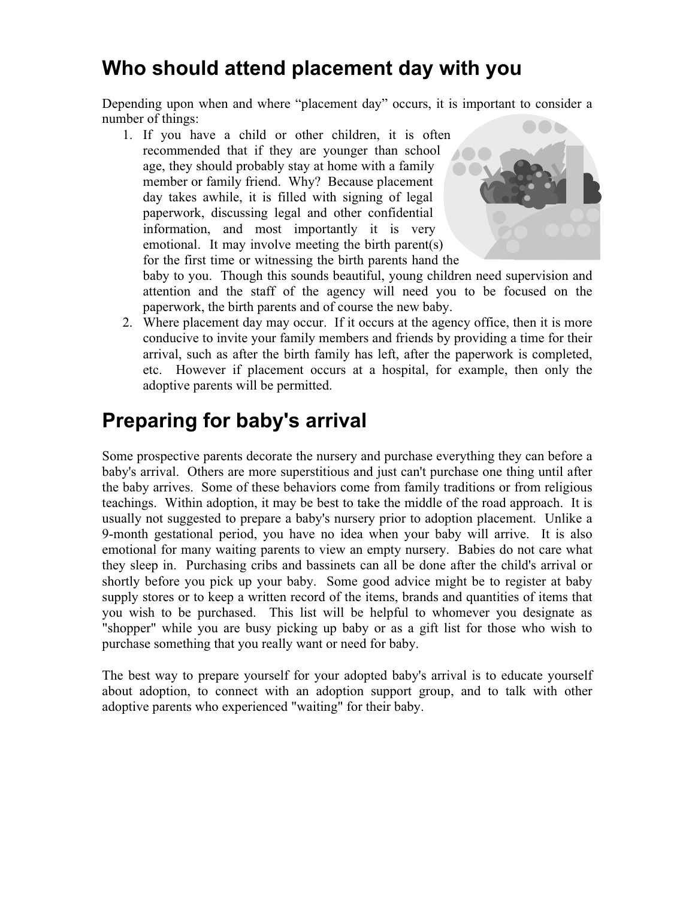## Who should attend placement day with you

Depending upon when and where "placement day" occurs, it is important to consider a number of things:

1. If you have a child or other children, it is often recommended that if they are younger than school age, they should probably stay at home with a family member or family friend. Why? Because placement day takes awhile, it is filled with signing of legal paperwork, discussing legal and other confidential information, and most importantly it is very emotional. It may involve meeting the birth parent(s) for the first time or witnessing the birth parents hand the baby to you. Though this sounds beautiful, young children need supervision and attention and the staff of the agency will need you to be focused on the paperwork, the birth parents and of course the new baby.
2. Where placement day may occur. If it occurs at the agency office, then it is more conducive to invite your family members and friends by providing a time for their arrival, such as after the birth family has left, after the paperwork is completed, etc. However if placement occurs at a hospital, for example, then only the adoptive parents will be permitted.

## Preparing for baby's arrival

Some prospective parents decorate the nursery and purchase everything they can before a baby's arrival. Others are more superstitious and just can't purchase one thing until after the baby arrives. Some of these behaviors come from family traditions or from religious teachings. Within adoption, it may be best to take the middle of the road approach. It is usually not suggested to prepare a baby's nursery prior to adoption placement. Unlike a 9-month gestational period, you have no idea when your baby will arrive. It is also emotional for many waiting parents to view an empty nursery. Babies do not care what they sleep in. Purchasing cribs and bassinets can all be done after the child's arrival or shortly before you pick up your baby. Some good advice might be to register at baby supply stores or to keep a written record of the items, brands and quantities of items that you wish to be purchased. This list will be helpful to whomever you designate as "shopper" while you are busy picking up baby or as a gift list for those who wish to purchase something that you really want or need for baby.

The best way to prepare yourself for your adopted baby's arrival is to educate yourself about adoption, to connect with an adoption support group, and to talk with other adoptive parents who experienced "waiting" for their baby.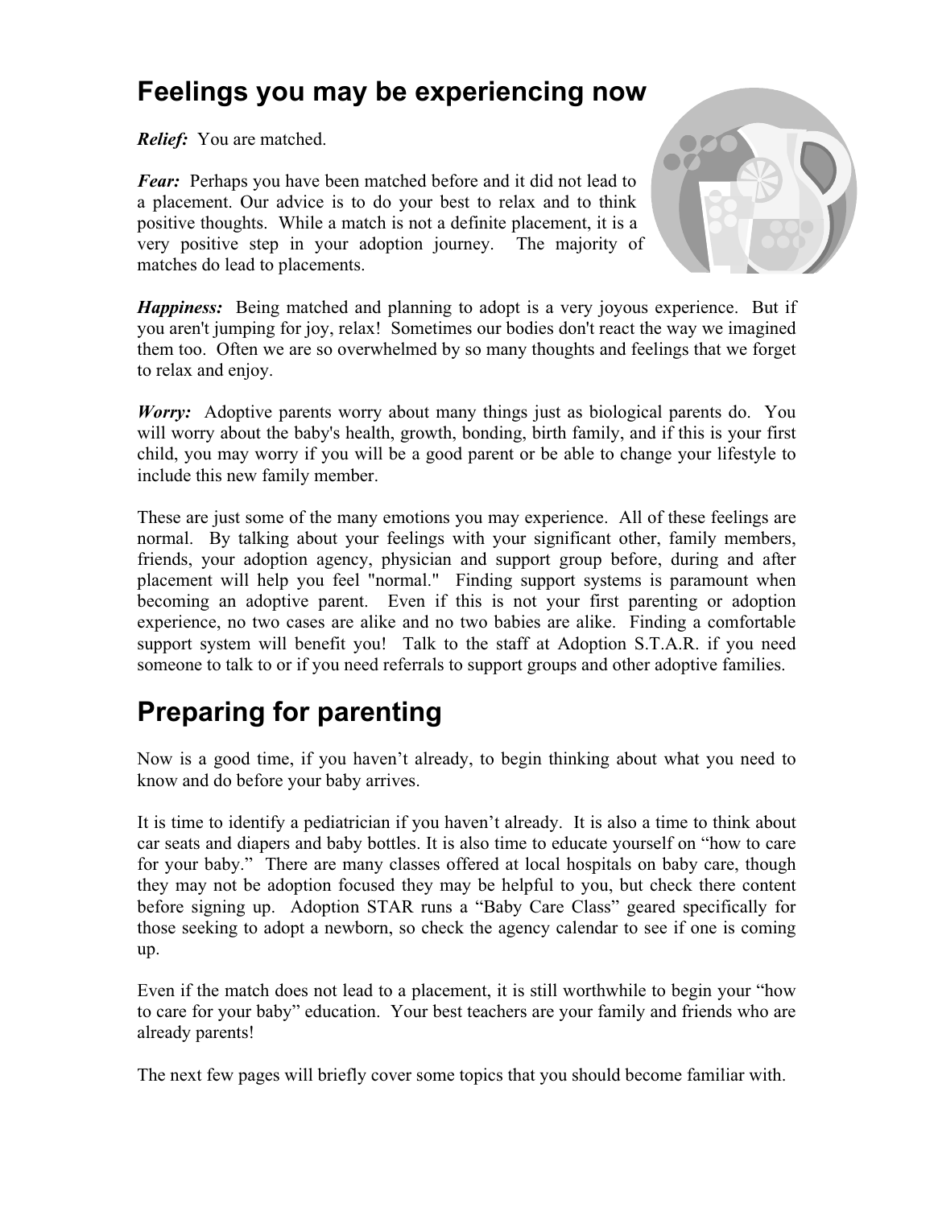## Feelings you may be experiencing now

***Relief:*** You are matched.

***Fear:*** Perhaps you have been matched before and it did not lead to a placement. Our advice is to do your best to relax and to think positive thoughts. While a match is not a definite placement, it is a very positive step in your adoption journey. The majority of matches do lead to placements.

***Happiness:*** Being matched and planning to adopt is a very joyous experience. But if you aren't jumping for joy, relax! Sometimes our bodies don't react the way we imagined them too. Often we are so overwhelmed by so many thoughts and feelings that we forget to relax and enjoy.

***Worry:*** Adoptive parents worry about many things just as biological parents do. You will worry about the baby's health, growth, bonding, birth family, and if this is your first child, you may worry if you will be a good parent or be able to change your lifestyle to include this new family member.

These are just some of the many emotions you may experience. All of these feelings are normal. By talking about your feelings with your significant other, family members, friends, your adoption agency, physician and support group before, during and after placement will help you feel "normal." Finding support systems is paramount when becoming an adoptive parent. Even if this is not your first parenting or adoption experience, no two cases are alike and no two babies are alike. Finding a comfortable support system will benefit you! Talk to the staff at Adoption S.T.A.R. if you need someone to talk to or if you need referrals to support groups and other adoptive families.

## Preparing for parenting

Now is a good time, if you haven't already, to begin thinking about what you need to know and do before your baby arrives.

It is time to identify a pediatrician if you haven't already. It is also a time to think about car seats and diapers and baby bottles. It is also time to educate yourself on "how to care for your baby." There are many classes offered at local hospitals on baby care, though they may not be adoption focused they may be helpful to you, but check there content before signing up. Adoption STAR runs a "Baby Care Class" geared specifically for those seeking to adopt a newborn, so check the agency calendar to see if one is coming up.

Even if the match does not lead to a placement, it is still worthwhile to begin your "how to care for your baby" education. Your best teachers are your family and friends who are already parents!

The next few pages will briefly cover some topics that you should become familiar with.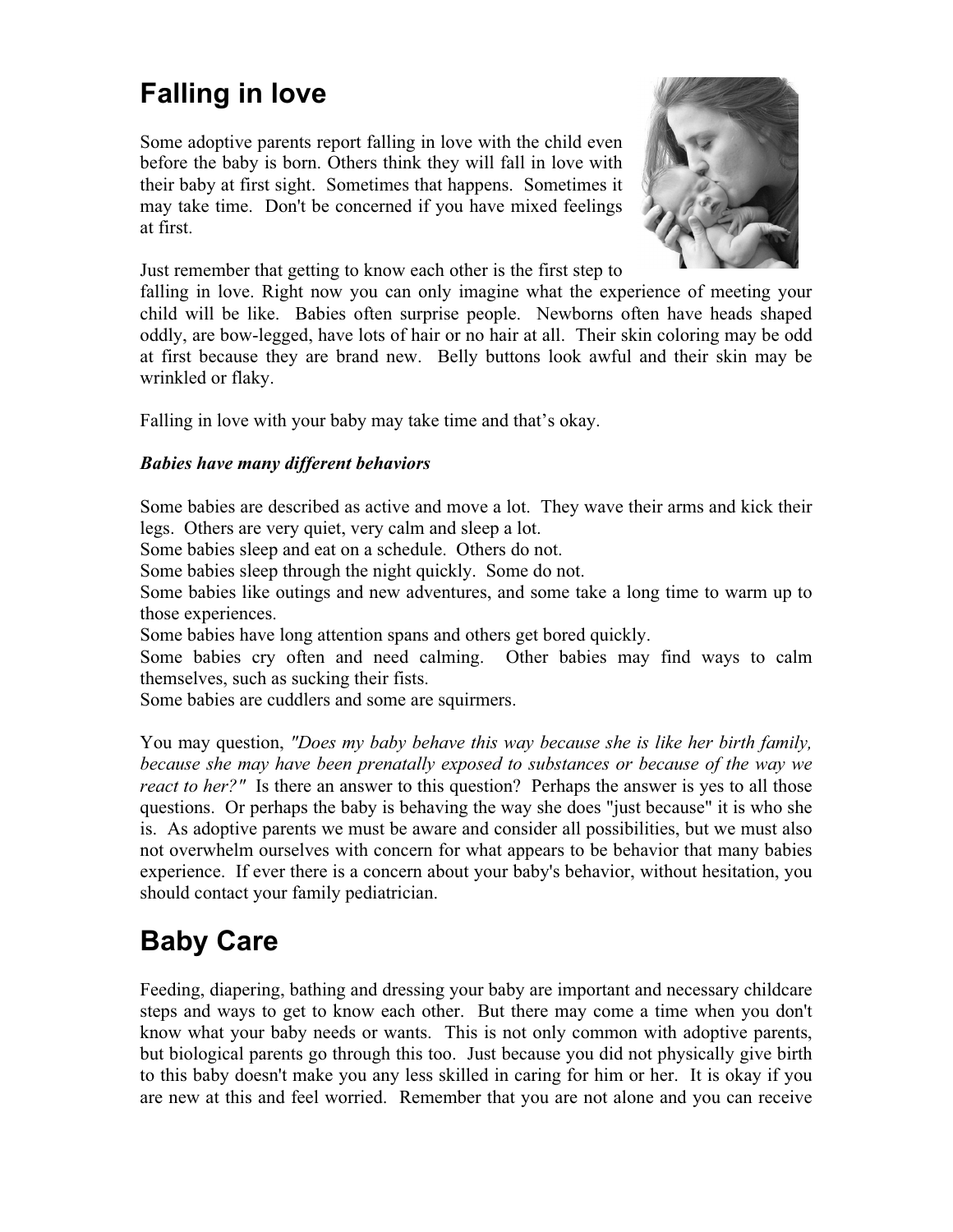# Falling in love

Some adoptive parents report falling in love with the child even before the baby is born. Others think they will fall in love with their baby at first sight. Sometimes that happens. Sometimes it may take time. Don't be concerned if you have mixed feelings at first.

Just remember that getting to know each other is the first step to falling in love. Right now you can only imagine what the experience of meeting your child will be like. Babies often surprise people. Newborns often have heads shaped oddly, are bow-legged, have lots of hair or no hair at all. Their skin coloring may be odd at first because they are brand new. Belly buttons look awful and their skin may be wrinkled or flaky.

Falling in love with your baby may take time and that's okay.

***Babies have many different behaviors***

Some babies are described as active and move a lot. They wave their arms and kick their legs. Others are very quiet, very calm and sleep a lot.
Some babies sleep and eat on a schedule. Others do not.
Some babies sleep through the night quickly. Some do not.
Some babies like outings and new adventures, and some take a long time to warm up to those experiences.
Some babies have long attention spans and others get bored quickly.
Some babies cry often and need calming. Other babies may find ways to calm themselves, such as sucking their fists.
Some babies are cuddlers and some are squirmers.

You may question, *"Does my baby behave this way because she is like her birth family, because she may have been prenatally exposed to substances or because of the way we react to her?"* Is there an answer to this question? Perhaps the answer is yes to all those questions. Or perhaps the baby is behaving the way she does "just because" it is who she is. As adoptive parents we must be aware and consider all possibilities, but we must also not overwhelm ourselves with concern for what appears to be behavior that many babies experience. If ever there is a concern about your baby's behavior, without hesitation, you should contact your family pediatrician.

# Baby Care

Feeding, diapering, bathing and dressing your baby are important and necessary childcare steps and ways to get to know each other. But there may come a time when you don't know what your baby needs or wants. This is not only common with adoptive parents, but biological parents go through this too. Just because you did not physically give birth to this baby doesn't make you any less skilled in caring for him or her. It is okay if you are new at this and feel worried. Remember that you are not alone and you can receive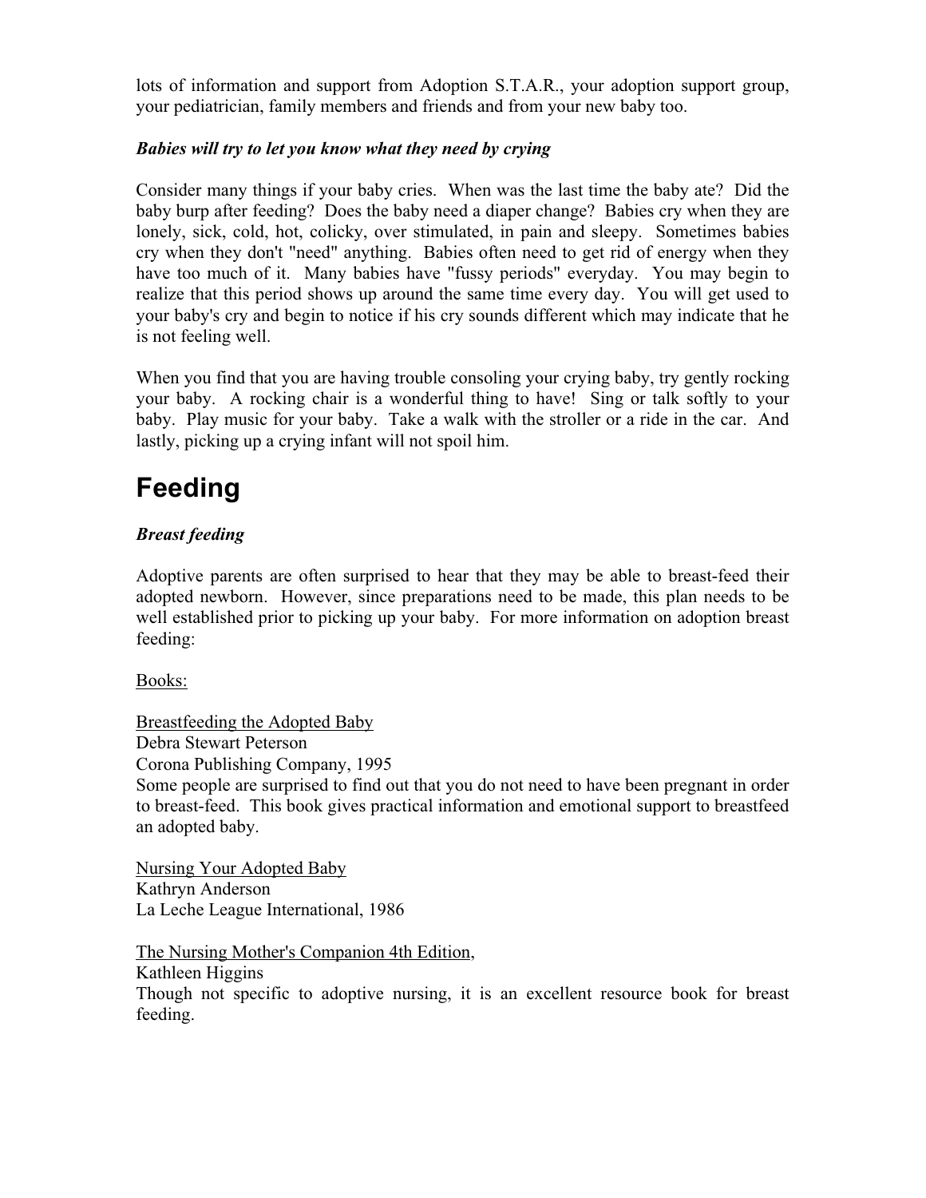lots of information and support from Adoption S.T.A.R., your adoption support group, your pediatrician, family members and friends and from your new baby too.

***Babies will try to let you know what they need by crying***

Consider many things if your baby cries. When was the last time the baby ate? Did the baby burp after feeding? Does the baby need a diaper change? Babies cry when they are lonely, sick, cold, hot, colicky, over stimulated, in pain and sleepy. Sometimes babies cry when they don't "need" anything. Babies often need to get rid of energy when they have too much of it. Many babies have "fussy periods" everyday. You may begin to realize that this period shows up around the same time every day. You will get used to your baby's cry and begin to notice if his cry sounds different which may indicate that he is not feeling well.

When you find that you are having trouble consoling your crying baby, try gently rocking your baby. A rocking chair is a wonderful thing to have! Sing or talk softly to your baby. Play music for your baby. Take a walk with the stroller or a ride in the car. And lastly, picking up a crying infant will not spoil him.

# Feeding

***Breast feeding***

Adoptive parents are often surprised to hear that they may be able to breast-feed their adopted newborn. However, since preparations need to be made, this plan needs to be well established prior to picking up your baby. For more information on adoption breast feeding:

Books:

Breastfeeding the Adopted Baby
Debra Stewart Peterson
Corona Publishing Company, 1995
Some people are surprised to find out that you do not need to have been pregnant in order to breast-feed. This book gives practical information and emotional support to breastfeed an adopted baby.

Nursing Your Adopted Baby
Kathryn Anderson
La Leche League International, 1986

The Nursing Mother's Companion 4th Edition,
Kathleen Higgins
Though not specific to adoptive nursing, it is an excellent resource book for breast feeding.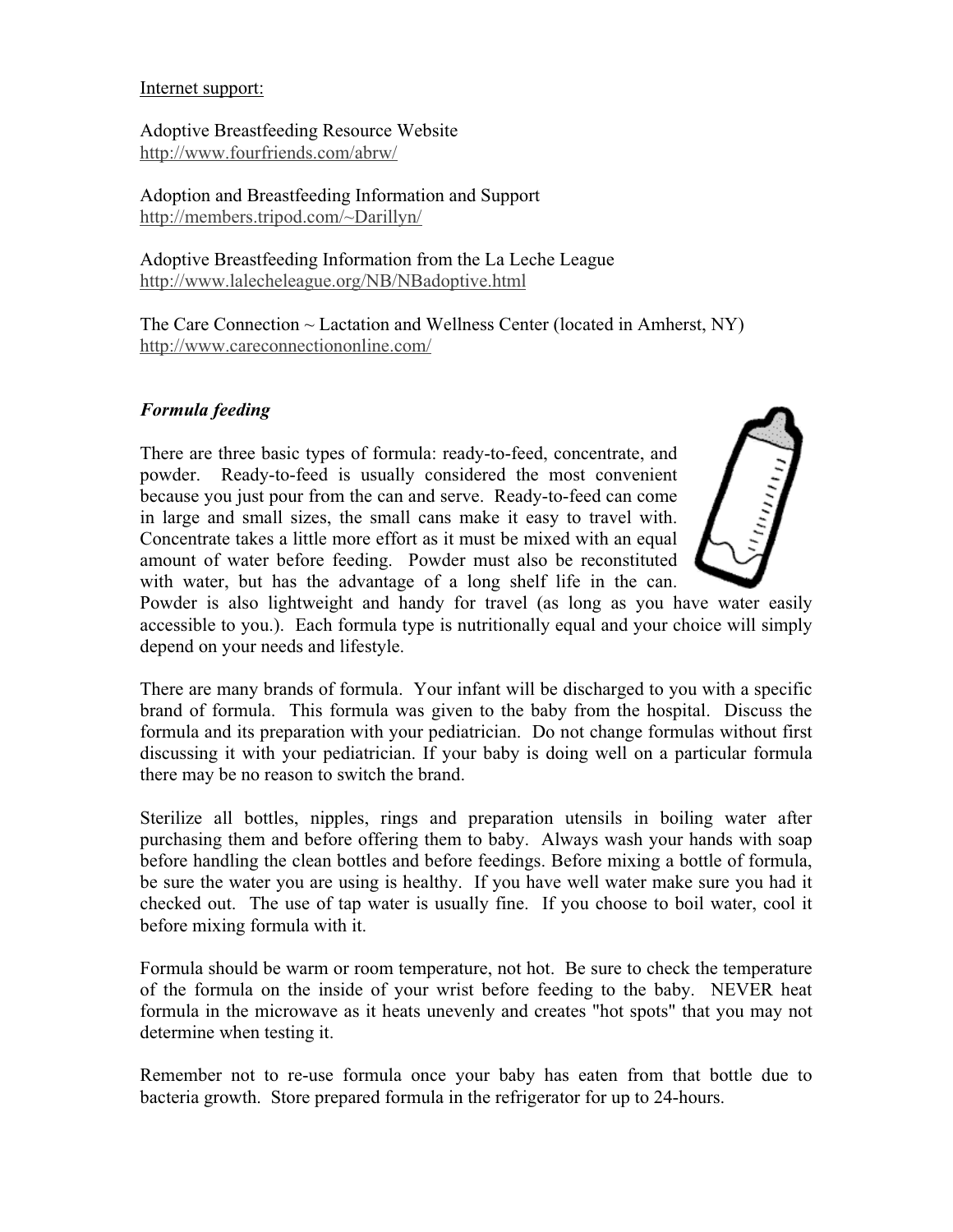Internet support:

Adoptive Breastfeeding Resource Website
http://www.fourfriends.com/abrw/

Adoption and Breastfeeding Information and Support
http://members.tripod.com/~Darillyn/

Adoptive Breastfeeding Information from the La Leche League
http://www.lalecheleague.org/NB/NBadoptive.html

The Care Connection ~ Lactation and Wellness Center (located in Amherst, NY)
http://www.careconnectiononline.com/

***Formula feeding***

There are three basic types of formula: ready-to-feed, concentrate, and powder. Ready-to-feed is usually considered the most convenient because you just pour from the can and serve. Ready-to-feed can come in large and small sizes, the small cans make it easy to travel with. Concentrate takes a little more effort as it must be mixed with an equal amount of water before feeding. Powder must also be reconstituted with water, but has the advantage of a long shelf life in the can. Powder is also lightweight and handy for travel (as long as you have water easily accessible to you.). Each formula type is nutritionally equal and your choice will simply depend on your needs and lifestyle.

There are many brands of formula. Your infant will be discharged to you with a specific brand of formula. This formula was given to the baby from the hospital. Discuss the formula and its preparation with your pediatrician. Do not change formulas without first discussing it with your pediatrician. If your baby is doing well on a particular formula there may be no reason to switch the brand.

Sterilize all bottles, nipples, rings and preparation utensils in boiling water after purchasing them and before offering them to baby. Always wash your hands with soap before handling the clean bottles and before feedings. Before mixing a bottle of formula, be sure the water you are using is healthy. If you have well water make sure you had it checked out. The use of tap water is usually fine. If you choose to boil water, cool it before mixing formula with it.

Formula should be warm or room temperature, not hot. Be sure to check the temperature of the formula on the inside of your wrist before feeding to the baby. NEVER heat formula in the microwave as it heats unevenly and creates "hot spots" that you may not determine when testing it.

Remember not to re-use formula once your baby has eaten from that bottle due to bacteria growth. Store prepared formula in the refrigerator for up to 24-hours.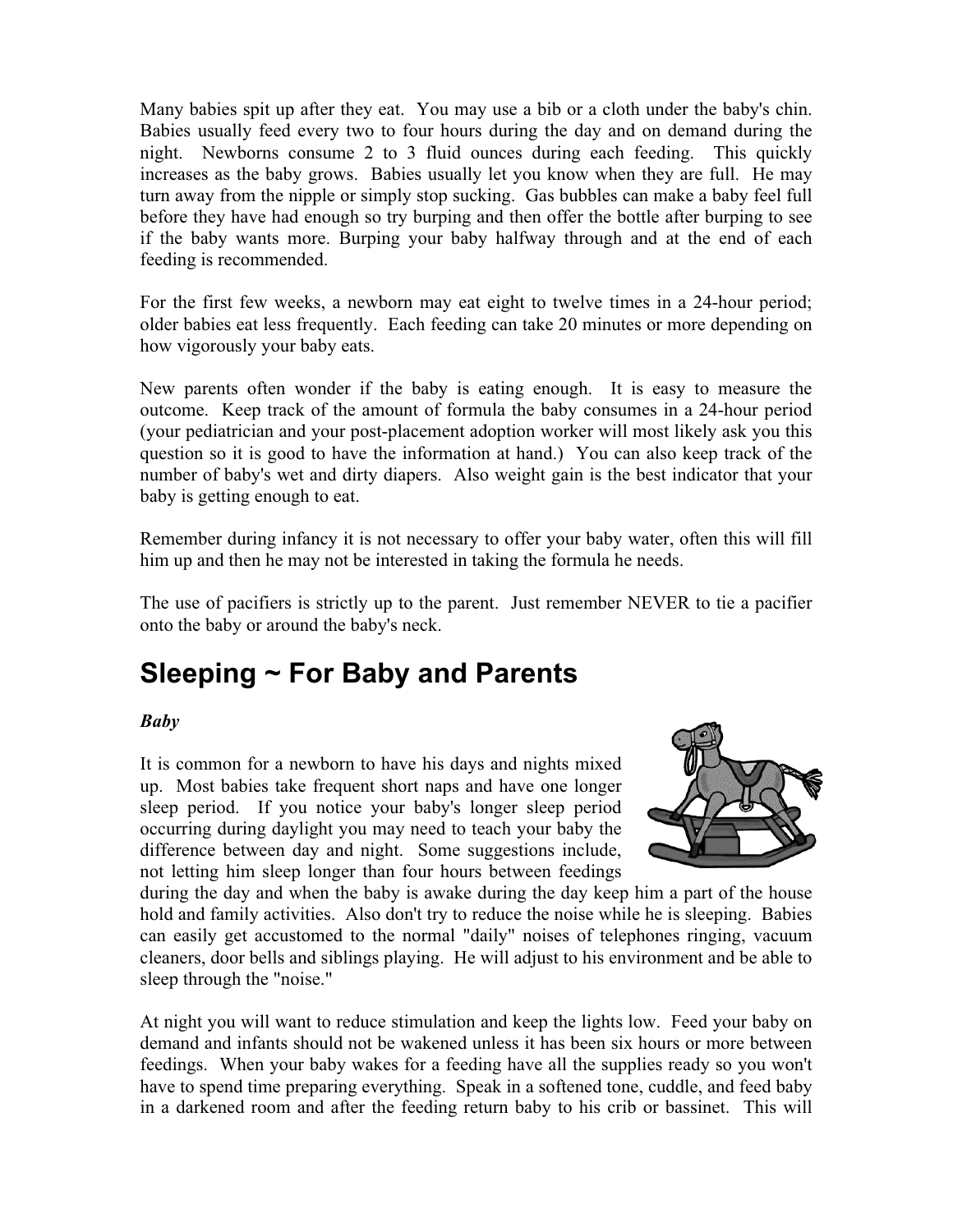Many babies spit up after they eat. You may use a bib or a cloth under the baby's chin. Babies usually feed every two to four hours during the day and on demand during the night. Newborns consume 2 to 3 fluid ounces during each feeding. This quickly increases as the baby grows. Babies usually let you know when they are full. He may turn away from the nipple or simply stop sucking. Gas bubbles can make a baby feel full before they have had enough so try burping and then offer the bottle after burping to see if the baby wants more. Burping your baby halfway through and at the end of each feeding is recommended.

For the first few weeks, a newborn may eat eight to twelve times in a 24-hour period; older babies eat less frequently. Each feeding can take 20 minutes or more depending on how vigorously your baby eats.

New parents often wonder if the baby is eating enough. It is easy to measure the outcome. Keep track of the amount of formula the baby consumes in a 24-hour period (your pediatrician and your post-placement adoption worker will most likely ask you this question so it is good to have the information at hand.) You can also keep track of the number of baby's wet and dirty diapers. Also weight gain is the best indicator that your baby is getting enough to eat.

Remember during infancy it is not necessary to offer your baby water, often this will fill him up and then he may not be interested in taking the formula he needs.

The use of pacifiers is strictly up to the parent. Just remember NEVER to tie a pacifier onto the baby or around the baby's neck.

## Sleeping ~ For Baby and Parents

***Baby***

It is common for a newborn to have his days and nights mixed up. Most babies take frequent short naps and have one longer sleep period. If you notice your baby's longer sleep period occurring during daylight you may need to teach your baby the difference between day and night. Some suggestions include, not letting him sleep longer than four hours between feedings during the day and when the baby is awake during the day keep him a part of the house hold and family activities. Also don't try to reduce the noise while he is sleeping. Babies can easily get accustomed to the normal "daily" noises of telephones ringing, vacuum cleaners, door bells and siblings playing. He will adjust to his environment and be able to sleep through the "noise."

At night you will want to reduce stimulation and keep the lights low. Feed your baby on demand and infants should not be wakened unless it has been six hours or more between feedings. When your baby wakes for a feeding have all the supplies ready so you won't have to spend time preparing everything. Speak in a softened tone, cuddle, and feed baby in a darkened room and after the feeding return baby to his crib or bassinet. This will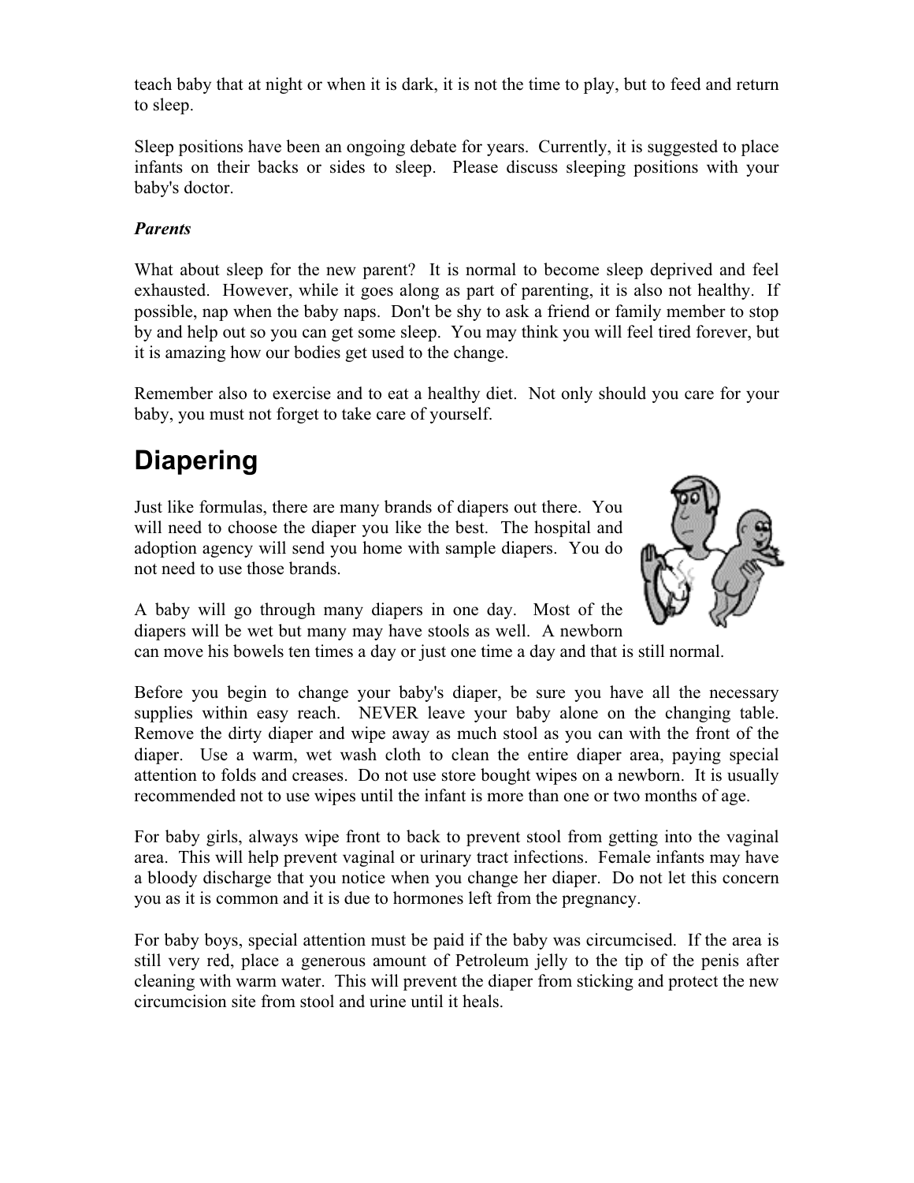teach baby that at night or when it is dark, it is not the time to play, but to feed and return to sleep.

Sleep positions have been an ongoing debate for years. Currently, it is suggested to place infants on their backs or sides to sleep. Please discuss sleeping positions with your baby's doctor.

***Parents***

What about sleep for the new parent? It is normal to become sleep deprived and feel exhausted. However, while it goes along as part of parenting, it is also not healthy. If possible, nap when the baby naps. Don't be shy to ask a friend or family member to stop by and help out so you can get some sleep. You may think you will feel tired forever, but it is amazing how our bodies get used to the change.

Remember also to exercise and to eat a healthy diet. Not only should you care for your baby, you must not forget to take care of yourself.

# Diapering

Just like formulas, there are many brands of diapers out there. You will need to choose the diaper you like the best. The hospital and adoption agency will send you home with sample diapers. You do not need to use those brands.

A baby will go through many diapers in one day. Most of the diapers will be wet but many may have stools as well. A newborn can move his bowels ten times a day or just one time a day and that is still normal.

Before you begin to change your baby's diaper, be sure you have all the necessary supplies within easy reach. NEVER leave your baby alone on the changing table. Remove the dirty diaper and wipe away as much stool as you can with the front of the diaper. Use a warm, wet wash cloth to clean the entire diaper area, paying special attention to folds and creases. Do not use store bought wipes on a newborn. It is usually recommended not to use wipes until the infant is more than one or two months of age.

For baby girls, always wipe front to back to prevent stool from getting into the vaginal area. This will help prevent vaginal or urinary tract infections. Female infants may have a bloody discharge that you notice when you change her diaper. Do not let this concern you as it is common and it is due to hormones left from the pregnancy.

For baby boys, special attention must be paid if the baby was circumcised. If the area is still very red, place a generous amount of Petroleum jelly to the tip of the penis after cleaning with warm water. This will prevent the diaper from sticking and protect the new circumcision site from stool and urine until it heals.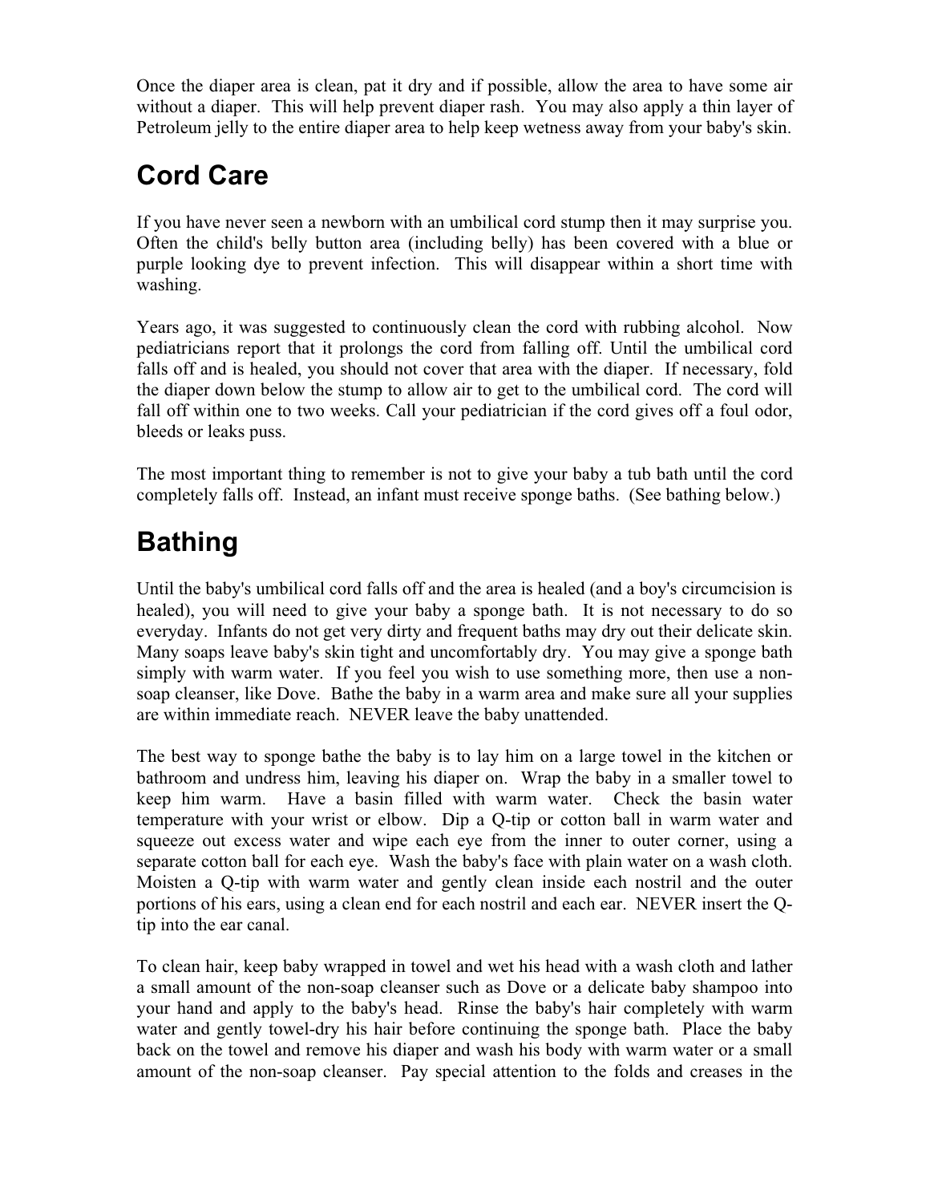Once the diaper area is clean, pat it dry and if possible, allow the area to have some air without a diaper. This will help prevent diaper rash. You may also apply a thin layer of Petroleum jelly to the entire diaper area to help keep wetness away from your baby's skin.

## Cord Care

If you have never seen a newborn with an umbilical cord stump then it may surprise you. Often the child's belly button area (including belly) has been covered with a blue or purple looking dye to prevent infection. This will disappear within a short time with washing.

Years ago, it was suggested to continuously clean the cord with rubbing alcohol. Now pediatricians report that it prolongs the cord from falling off. Until the umbilical cord falls off and is healed, you should not cover that area with the diaper. If necessary, fold the diaper down below the stump to allow air to get to the umbilical cord. The cord will fall off within one to two weeks. Call your pediatrician if the cord gives off a foul odor, bleeds or leaks puss.

The most important thing to remember is not to give your baby a tub bath until the cord completely falls off. Instead, an infant must receive sponge baths. (See bathing below.)

## Bathing

Until the baby's umbilical cord falls off and the area is healed (and a boy's circumcision is healed), you will need to give your baby a sponge bath. It is not necessary to do so everyday. Infants do not get very dirty and frequent baths may dry out their delicate skin. Many soaps leave baby's skin tight and uncomfortably dry. You may give a sponge bath simply with warm water. If you feel you wish to use something more, then use a non-soap cleanser, like Dove. Bathe the baby in a warm area and make sure all your supplies are within immediate reach. NEVER leave the baby unattended.

The best way to sponge bathe the baby is to lay him on a large towel in the kitchen or bathroom and undress him, leaving his diaper on. Wrap the baby in a smaller towel to keep him warm. Have a basin filled with warm water. Check the basin water temperature with your wrist or elbow. Dip a Q-tip or cotton ball in warm water and squeeze out excess water and wipe each eye from the inner to outer corner, using a separate cotton ball for each eye. Wash the baby's face with plain water on a wash cloth. Moisten a Q-tip with warm water and gently clean inside each nostril and the outer portions of his ears, using a clean end for each nostril and each ear. NEVER insert the Q-tip into the ear canal.

To clean hair, keep baby wrapped in towel and wet his head with a wash cloth and lather a small amount of the non-soap cleanser such as Dove or a delicate baby shampoo into your hand and apply to the baby's head. Rinse the baby's hair completely with warm water and gently towel-dry his hair before continuing the sponge bath. Place the baby back on the towel and remove his diaper and wash his body with warm water or a small amount of the non-soap cleanser. Pay special attention to the folds and creases in the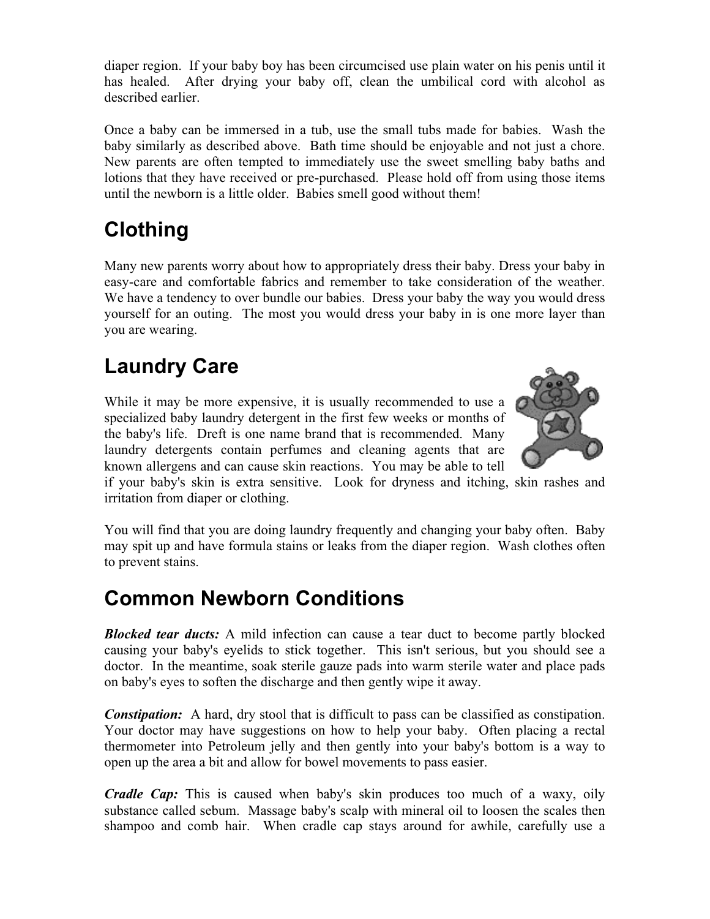diaper region. If your baby boy has been circumcised use plain water on his penis until it has healed. After drying your baby off, clean the umbilical cord with alcohol as described earlier.

Once a baby can be immersed in a tub, use the small tubs made for babies. Wash the baby similarly as described above. Bath time should be enjoyable and not just a chore. New parents are often tempted to immediately use the sweet smelling baby baths and lotions that they have received or pre-purchased. Please hold off from using those items until the newborn is a little older. Babies smell good without them!

## Clothing

Many new parents worry about how to appropriately dress their baby. Dress your baby in easy-care and comfortable fabrics and remember to take consideration of the weather. We have a tendency to over bundle our babies. Dress your baby the way you would dress yourself for an outing. The most you would dress your baby in is one more layer than you are wearing.

## Laundry Care

While it may be more expensive, it is usually recommended to use a specialized baby laundry detergent in the first few weeks or months of the baby's life. Dreft is one name brand that is recommended. Many laundry detergents contain perfumes and cleaning agents that are known allergens and can cause skin reactions. You may be able to tell if your baby's skin is extra sensitive. Look for dryness and itching, skin rashes and irritation from diaper or clothing.

You will find that you are doing laundry frequently and changing your baby often. Baby may spit up and have formula stains or leaks from the diaper region. Wash clothes often to prevent stains.

## Common Newborn Conditions

***Blocked tear ducts:*** A mild infection can cause a tear duct to become partly blocked causing your baby's eyelids to stick together. This isn't serious, but you should see a doctor. In the meantime, soak sterile gauze pads into warm sterile water and place pads on baby's eyes to soften the discharge and then gently wipe it away.

***Constipation:*** A hard, dry stool that is difficult to pass can be classified as constipation. Your doctor may have suggestions on how to help your baby. Often placing a rectal thermometer into Petroleum jelly and then gently into your baby's bottom is a way to open up the area a bit and allow for bowel movements to pass easier.

***Cradle Cap:*** This is caused when baby's skin produces too much of a waxy, oily substance called sebum. Massage baby's scalp with mineral oil to loosen the scales then shampoo and comb hair. When cradle cap stays around for awhile, carefully use a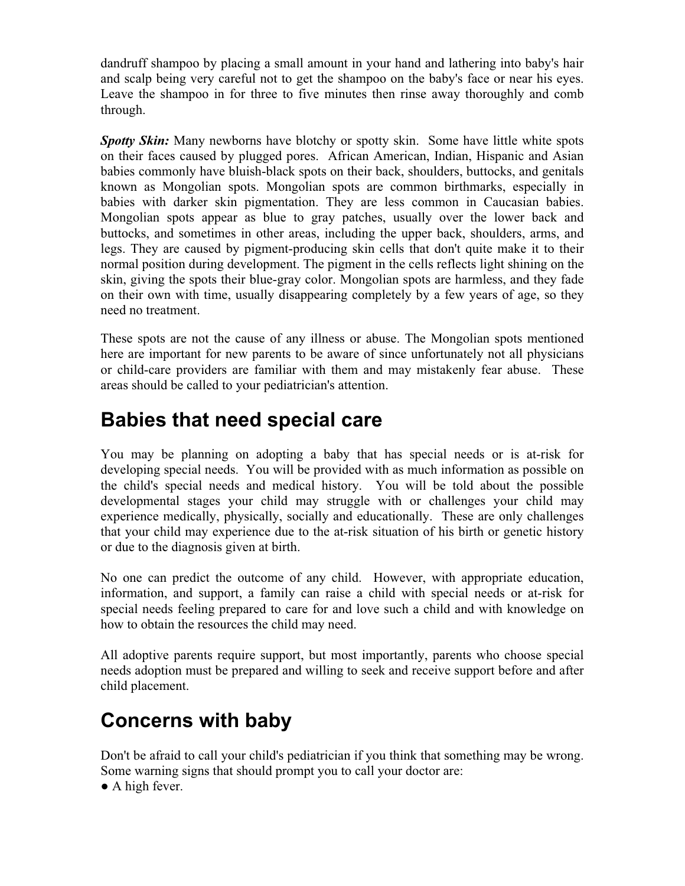dandruff shampoo by placing a small amount in your hand and lathering into baby's hair and scalp being very careful not to get the shampoo on the baby's face or near his eyes. Leave the shampoo in for three to five minutes then rinse away thoroughly and comb through.

***Spotty Skin:*** Many newborns have blotchy or spotty skin. Some have little white spots on their faces caused by plugged pores. African American, Indian, Hispanic and Asian babies commonly have bluish-black spots on their back, shoulders, buttocks, and genitals known as Mongolian spots. Mongolian spots are common birthmarks, especially in babies with darker skin pigmentation. They are less common in Caucasian babies. Mongolian spots appear as blue to gray patches, usually over the lower back and buttocks, and sometimes in other areas, including the upper back, shoulders, arms, and legs. They are caused by pigment-producing skin cells that don't quite make it to their normal position during development. The pigment in the cells reflects light shining on the skin, giving the spots their blue-gray color. Mongolian spots are harmless, and they fade on their own with time, usually disappearing completely by a few years of age, so they need no treatment.

These spots are not the cause of any illness or abuse. The Mongolian spots mentioned here are important for new parents to be aware of since unfortunately not all physicians or child-care providers are familiar with them and may mistakenly fear abuse. These areas should be called to your pediatrician's attention.

## Babies that need special care

You may be planning on adopting a baby that has special needs or is at-risk for developing special needs. You will be provided with as much information as possible on the child's special needs and medical history. You will be told about the possible developmental stages your child may struggle with or challenges your child may experience medically, physically, socially and educationally. These are only challenges that your child may experience due to the at-risk situation of his birth or genetic history or due to the diagnosis given at birth.

No one can predict the outcome of any child. However, with appropriate education, information, and support, a family can raise a child with special needs or at-risk for special needs feeling prepared to care for and love such a child and with knowledge on how to obtain the resources the child may need.

All adoptive parents require support, but most importantly, parents who choose special needs adoption must be prepared and willing to seek and receive support before and after child placement.

## Concerns with baby

Don't be afraid to call your child's pediatrician if you think that something may be wrong. Some warning signs that should prompt you to call your doctor are:

- A high fever.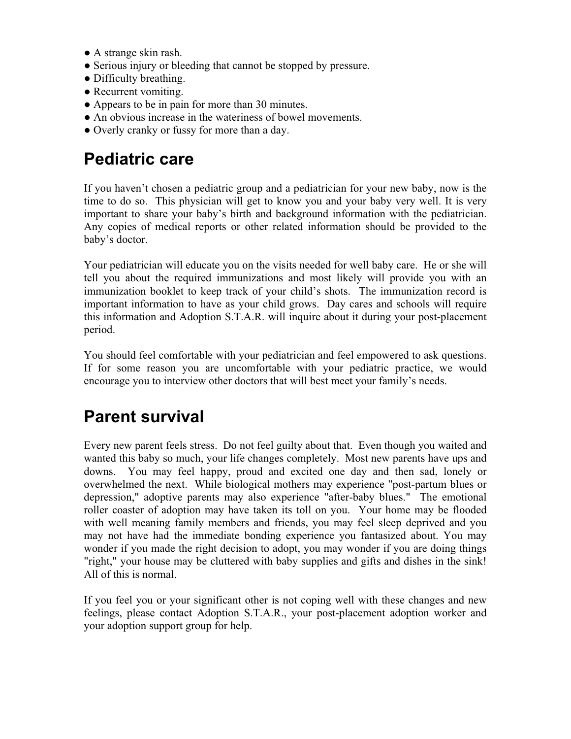- A strange skin rash.
- Serious injury or bleeding that cannot be stopped by pressure.
- Difficulty breathing.
- Recurrent vomiting.
- Appears to be in pain for more than 30 minutes.
- An obvious increase in the wateriness of bowel movements.
- Overly cranky or fussy for more than a day.

## Pediatric care

If you haven't chosen a pediatric group and a pediatrician for your new baby, now is the time to do so. This physician will get to know you and your baby very well. It is very important to share your baby's birth and background information with the pediatrician. Any copies of medical reports or other related information should be provided to the baby's doctor.

Your pediatrician will educate you on the visits needed for well baby care. He or she will tell you about the required immunizations and most likely will provide you with an immunization booklet to keep track of your child's shots. The immunization record is important information to have as your child grows. Day cares and schools will require this information and Adoption S.T.A.R. will inquire about it during your post-placement period.

You should feel comfortable with your pediatrician and feel empowered to ask questions. If for some reason you are uncomfortable with your pediatric practice, we would encourage you to interview other doctors that will best meet your family's needs.

## Parent survival

Every new parent feels stress. Do not feel guilty about that. Even though you waited and wanted this baby so much, your life changes completely. Most new parents have ups and downs. You may feel happy, proud and excited one day and then sad, lonely or overwhelmed the next. While biological mothers may experience "post-partum blues or depression," adoptive parents may also experience "after-baby blues." The emotional roller coaster of adoption may have taken its toll on you. Your home may be flooded with well meaning family members and friends, you may feel sleep deprived and you may not have had the immediate bonding experience you fantasized about. You may wonder if you made the right decision to adopt, you may wonder if you are doing things "right," your house may be cluttered with baby supplies and gifts and dishes in the sink! All of this is normal.

If you feel you or your significant other is not coping well with these changes and new feelings, please contact Adoption S.T.A.R., your post-placement adoption worker and your adoption support group for help.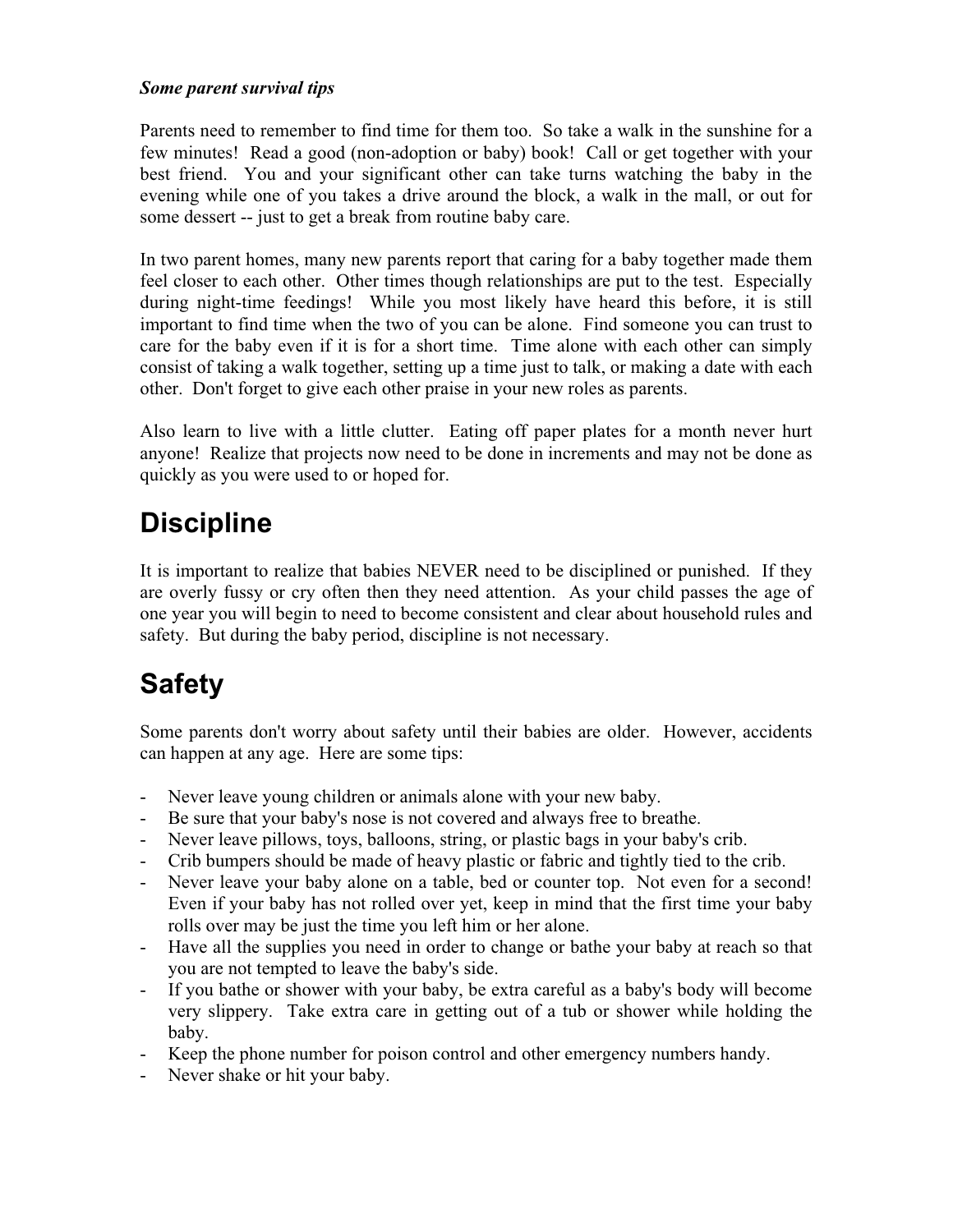***Some parent survival tips***

Parents need to remember to find time for them too. So take a walk in the sunshine for a few minutes! Read a good (non-adoption or baby) book! Call or get together with your best friend. You and your significant other can take turns watching the baby in the evening while one of you takes a drive around the block, a walk in the mall, or out for some dessert -- just to get a break from routine baby care.

In two parent homes, many new parents report that caring for a baby together made them feel closer to each other. Other times though relationships are put to the test. Especially during night-time feedings! While you most likely have heard this before, it is still important to find time when the two of you can be alone. Find someone you can trust to care for the baby even if it is for a short time. Time alone with each other can simply consist of taking a walk together, setting up a time just to talk, or making a date with each other. Don't forget to give each other praise in your new roles as parents.

Also learn to live with a little clutter. Eating off paper plates for a month never hurt anyone! Realize that projects now need to be done in increments and may not be done as quickly as you were used to or hoped for.

# Discipline

It is important to realize that babies NEVER need to be disciplined or punished. If they are overly fussy or cry often then they need attention. As your child passes the age of one year you will begin to need to become consistent and clear about household rules and safety. But during the baby period, discipline is not necessary.

# Safety

Some parents don't worry about safety until their babies are older. However, accidents can happen at any age. Here are some tips:

- Never leave young children or animals alone with your new baby.
- Be sure that your baby's nose is not covered and always free to breathe.
- Never leave pillows, toys, balloons, string, or plastic bags in your baby's crib.
- Crib bumpers should be made of heavy plastic or fabric and tightly tied to the crib.
- Never leave your baby alone on a table, bed or counter top. Not even for a second! Even if your baby has not rolled over yet, keep in mind that the first time your baby rolls over may be just the time you left him or her alone.
- Have all the supplies you need in order to change or bathe your baby at reach so that you are not tempted to leave the baby's side.
- If you bathe or shower with your baby, be extra careful as a baby's body will become very slippery. Take extra care in getting out of a tub or shower while holding the baby.
- Keep the phone number for poison control and other emergency numbers handy.
- Never shake or hit your baby.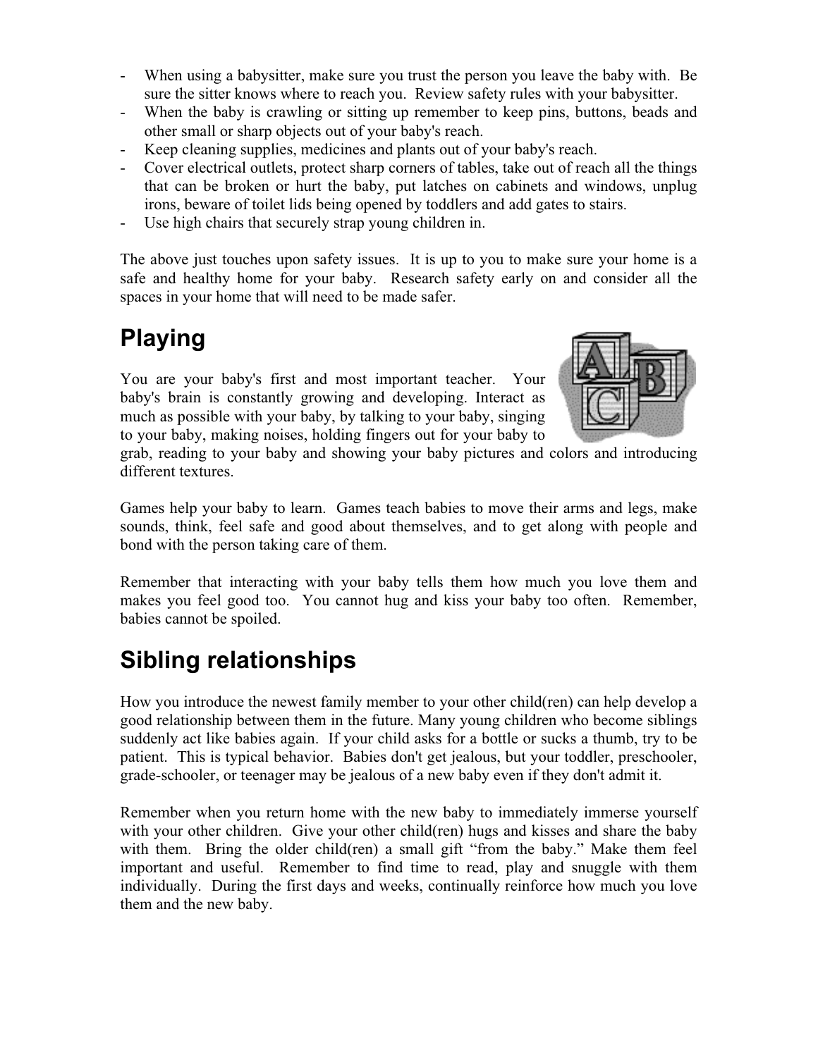- When using a babysitter, make sure you trust the person you leave the baby with. Be sure the sitter knows where to reach you. Review safety rules with your babysitter.
- When the baby is crawling or sitting up remember to keep pins, buttons, beads and other small or sharp objects out of your baby's reach.
- Keep cleaning supplies, medicines and plants out of your baby's reach.
- Cover electrical outlets, protect sharp corners of tables, take out of reach all the things that can be broken or hurt the baby, put latches on cabinets and windows, unplug irons, beware of toilet lids being opened by toddlers and add gates to stairs.
- Use high chairs that securely strap young children in.

The above just touches upon safety issues. It is up to you to make sure your home is a safe and healthy home for your baby. Research safety early on and consider all the spaces in your home that will need to be made safer.

# Playing

You are your baby's first and most important teacher. Your baby's brain is constantly growing and developing. Interact as much as possible with your baby, by talking to your baby, singing to your baby, making noises, holding fingers out for your baby to grab, reading to your baby and showing your baby pictures and colors and introducing different textures.

Games help your baby to learn. Games teach babies to move their arms and legs, make sounds, think, feel safe and good about themselves, and to get along with people and bond with the person taking care of them.

Remember that interacting with your baby tells them how much you love them and makes you feel good too. You cannot hug and kiss your baby too often. Remember, babies cannot be spoiled.

# Sibling relationships

How you introduce the newest family member to your other child(ren) can help develop a good relationship between them in the future. Many young children who become siblings suddenly act like babies again. If your child asks for a bottle or sucks a thumb, try to be patient. This is typical behavior. Babies don't get jealous, but your toddler, preschooler, grade-schooler, or teenager may be jealous of a new baby even if they don't admit it.

Remember when you return home with the new baby to immediately immerse yourself with your other children. Give your other child(ren) hugs and kisses and share the baby with them. Bring the older child(ren) a small gift "from the baby." Make them feel important and useful. Remember to find time to read, play and snuggle with them individually. During the first days and weeks, continually reinforce how much you love them and the new baby.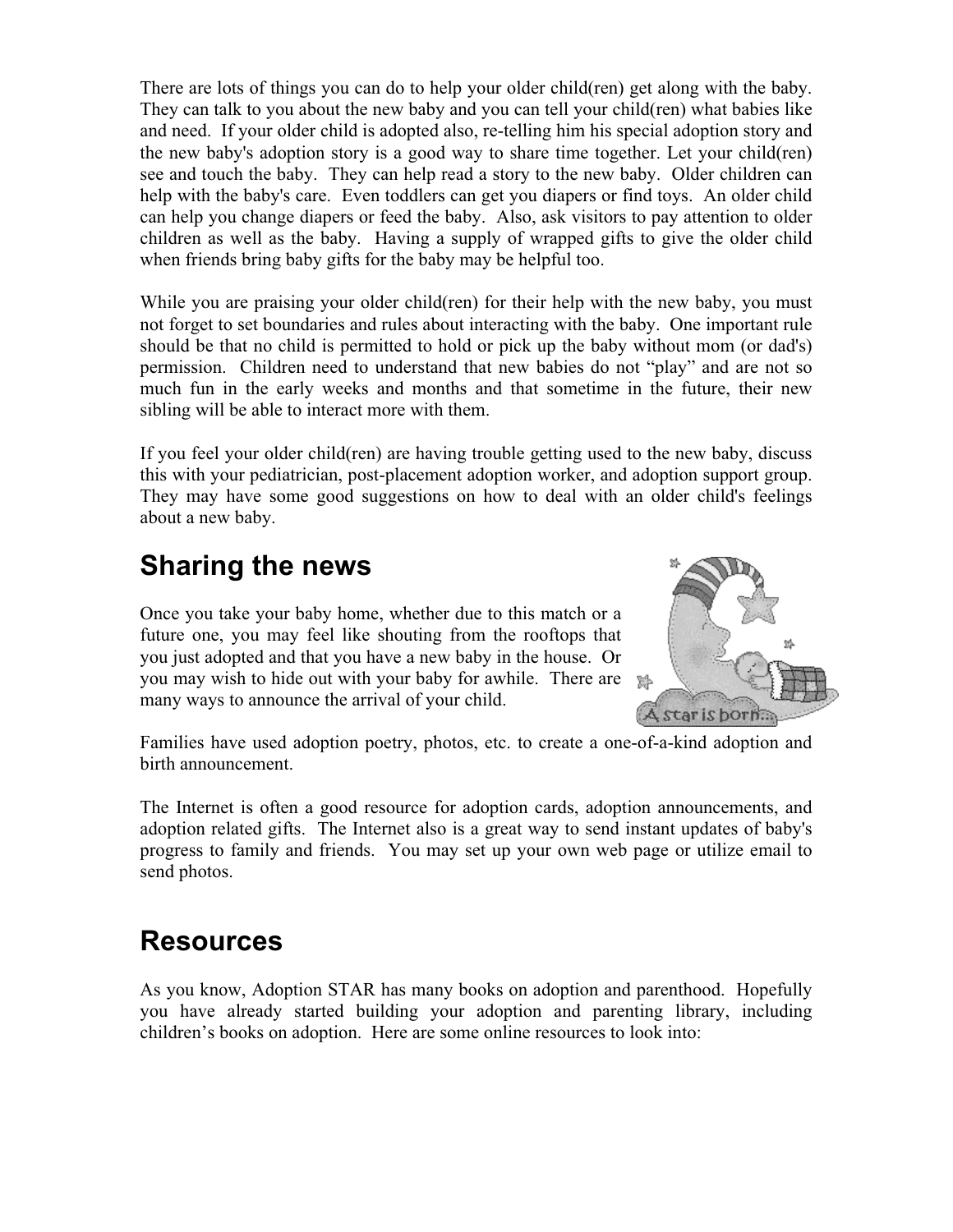There are lots of things you can do to help your older child(ren) get along with the baby. They can talk to you about the new baby and you can tell your child(ren) what babies like and need. If your older child is adopted also, re-telling him his special adoption story and the new baby's adoption story is a good way to share time together. Let your child(ren) see and touch the baby. They can help read a story to the new baby. Older children can help with the baby's care. Even toddlers can get you diapers or find toys. An older child can help you change diapers or feed the baby. Also, ask visitors to pay attention to older children as well as the baby. Having a supply of wrapped gifts to give the older child when friends bring baby gifts for the baby may be helpful too.

While you are praising your older child(ren) for their help with the new baby, you must not forget to set boundaries and rules about interacting with the baby. One important rule should be that no child is permitted to hold or pick up the baby without mom (or dad's) permission. Children need to understand that new babies do not "play" and are not so much fun in the early weeks and months and that sometime in the future, their new sibling will be able to interact more with them.

If you feel your older child(ren) are having trouble getting used to the new baby, discuss this with your pediatrician, post-placement adoption worker, and adoption support group. They may have some good suggestions on how to deal with an older child's feelings about a new baby.

## Sharing the news

Once you take your baby home, whether due to this match or a future one, you may feel like shouting from the rooftops that you just adopted and that you have a new baby in the house. Or you may wish to hide out with your baby for awhile. There are many ways to announce the arrival of your child.

Families have used adoption poetry, photos, etc. to create a one-of-a-kind adoption and birth announcement.

The Internet is often a good resource for adoption cards, adoption announcements, and adoption related gifts. The Internet also is a great way to send instant updates of baby's progress to family and friends. You may set up your own web page or utilize email to send photos.

## Resources

As you know, Adoption STAR has many books on adoption and parenthood. Hopefully you have already started building your adoption and parenting library, including children's books on adoption. Here are some online resources to look into: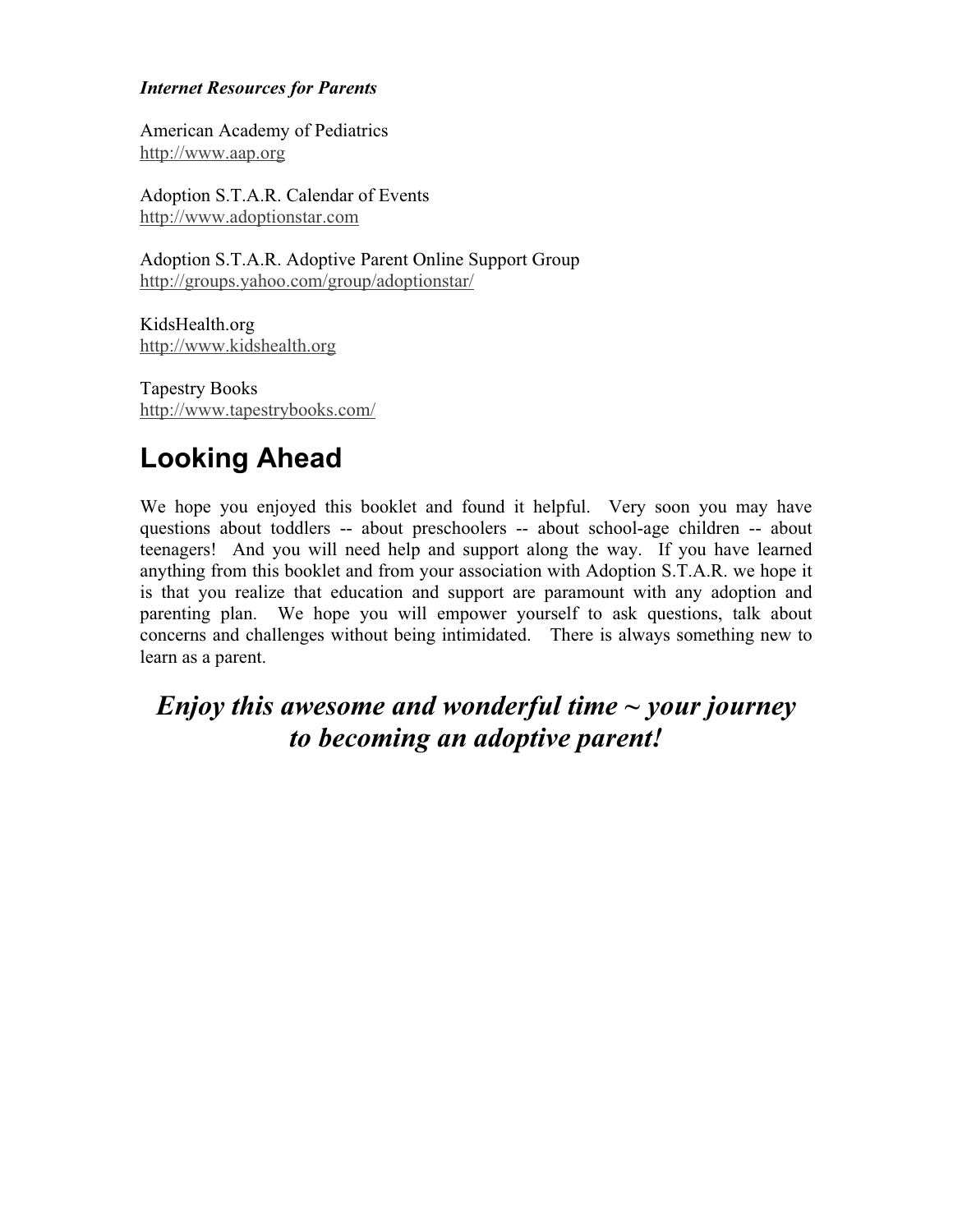***Internet Resources for Parents***

American Academy of Pediatrics
http://www.aap.org

Adoption S.T.A.R. Calendar of Events
http://www.adoptionstar.com

Adoption S.T.A.R. Adoptive Parent Online Support Group
http://groups.yahoo.com/group/adoptionstar/

KidsHealth.org
http://www.kidshealth.org

Tapestry Books
http://www.tapestrybooks.com/

# Looking Ahead

We hope you enjoyed this booklet and found it helpful. Very soon you may have questions about toddlers -- about preschoolers -- about school-age children -- about teenagers! And you will need help and support along the way. If you have learned anything from this booklet and from your association with Adoption S.T.A.R. we hope it is that you realize that education and support are paramount with any adoption and parenting plan. We hope you will empower yourself to ask questions, talk about concerns and challenges without being intimidated. There is always something new to learn as a parent.

***Enjoy this awesome and wonderful time ~ your journey to becoming an adoptive parent!***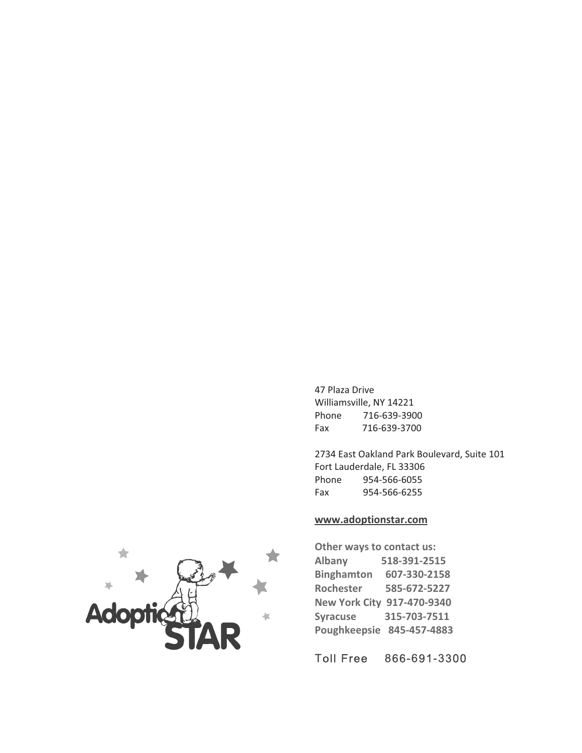47 Plaza Drive
Williamsville, NY 14221
Phone 716-639-3900
Fax 716-639-3700

2734 East Oakland Park Boulevard, Suite 101
Fort Lauderdale, FL 33306
Phone 954-566-6055
Fax 954-566-6255

**www.adoptionstar.com**

**Other ways to contact us:**
**Albany 518-391-2515**
**Binghamton 607-330-2158**
**Rochester 585-672-5227**
**New York City 917-470-9340**
**Syracuse 315-703-7511**
**Poughkeepsie 845-457-4883**

Toll Free 866-691-3300